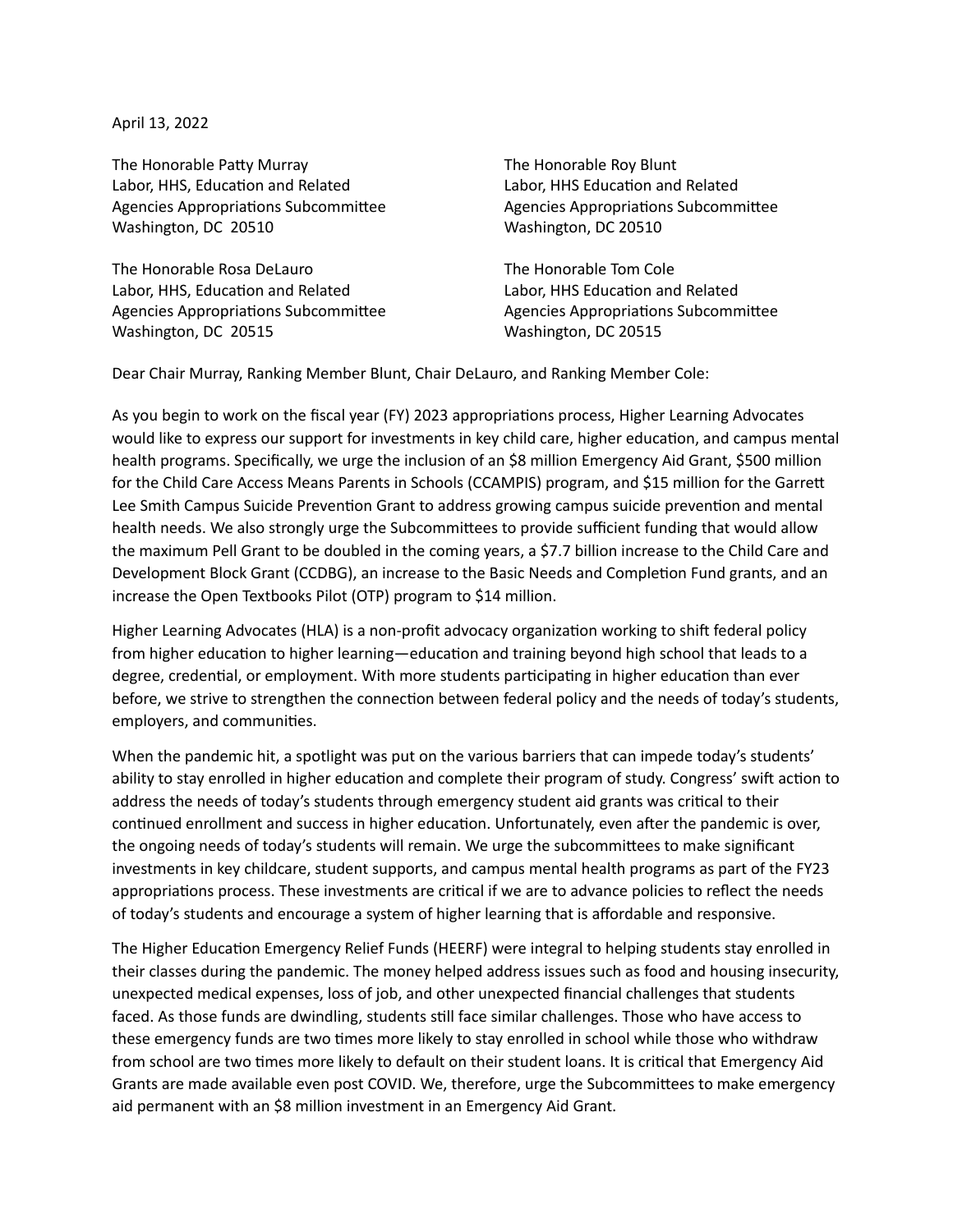April 13, 2022

The Honorable Patty Murray
Labor, HHS, Education and Related
Agencies Appropriations Subcommittee
Washington, DC 20510

The Honorable Roy Blunt
Labor, HHS Education and Related
Agencies Appropriations Subcommittee
Washington, DC 20510

The Honorable Rosa DeLauro
Labor, HHS, Education and Related
Agencies Appropriations Subcommittee
Washington, DC 20515

The Honorable Tom Cole
Labor, HHS Education and Related
Agencies Appropriations Subcommittee
Washington, DC 20515

Dear Chair Murray, Ranking Member Blunt, Chair DeLauro, and Ranking Member Cole:

As you begin to work on the fiscal year (FY) 2023 appropriations process, Higher Learning Advocates would like to express our support for investments in key child care, higher education, and campus mental health programs. Specifically, we urge the inclusion of an $8 million Emergency Aid Grant, $500 million for the Child Care Access Means Parents in Schools (CCAMPIS) program, and $15 million for the Garrett Lee Smith Campus Suicide Prevention Grant to address growing campus suicide prevention and mental health needs. We also strongly urge the Subcommittees to provide sufficient funding that would allow the maximum Pell Grant to be doubled in the coming years, a $7.7 billion increase to the Child Care and Development Block Grant (CCDBG), an increase to the Basic Needs and Completion Fund grants, and an increase the Open Textbooks Pilot (OTP) program to $14 million.

Higher Learning Advocates (HLA) is a non-profit advocacy organization working to shift federal policy from higher education to higher learning—education and training beyond high school that leads to a degree, credential, or employment. With more students participating in higher education than ever before, we strive to strengthen the connection between federal policy and the needs of today's students, employers, and communities.

When the pandemic hit, a spotlight was put on the various barriers that can impede today's students' ability to stay enrolled in higher education and complete their program of study. Congress' swift action to address the needs of today's students through emergency student aid grants was critical to their continued enrollment and success in higher education. Unfortunately, even after the pandemic is over, the ongoing needs of today's students will remain. We urge the subcommittees to make significant investments in key childcare, student supports, and campus mental health programs as part of the FY23 appropriations process. These investments are critical if we are to advance policies to reflect the needs of today's students and encourage a system of higher learning that is affordable and responsive.

The Higher Education Emergency Relief Funds (HEERF) were integral to helping students stay enrolled in their classes during the pandemic. The money helped address issues such as food and housing insecurity, unexpected medical expenses, loss of job, and other unexpected financial challenges that students faced. As those funds are dwindling, students still face similar challenges. Those who have access to these emergency funds are two times more likely to stay enrolled in school while those who withdraw from school are two times more likely to default on their student loans. It is critical that Emergency Aid Grants are made available even post COVID. We, therefore, urge the Subcommittees to make emergency aid permanent with an $8 million investment in an Emergency Aid Grant.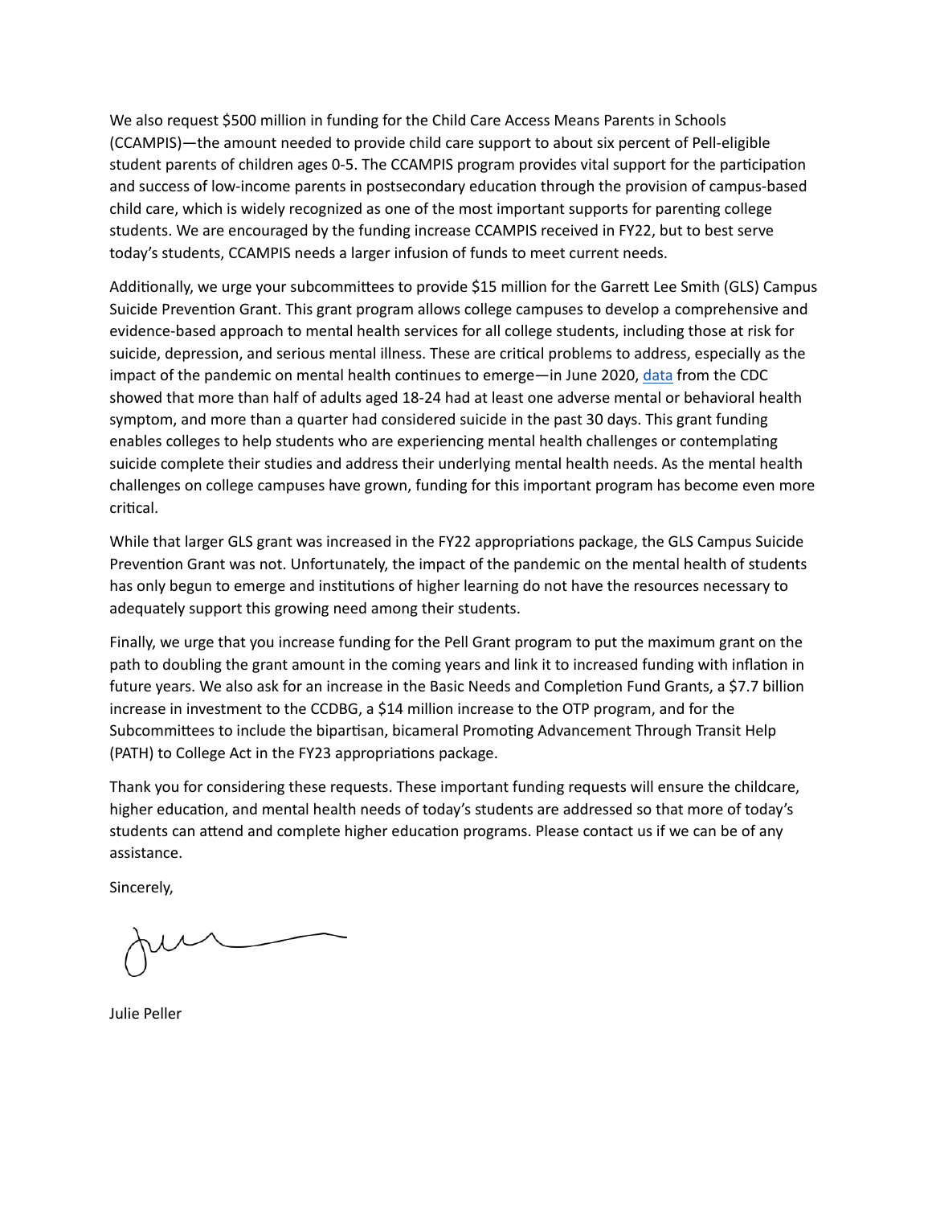We also request $500 million in funding for the Child Care Access Means Parents in Schools (CCAMPIS)—the amount needed to provide child care support to about six percent of Pell-eligible student parents of children ages 0-5. The CCAMPIS program provides vital support for the participation and success of low-income parents in postsecondary education through the provision of campus-based child care, which is widely recognized as one of the most important supports for parenting college students. We are encouraged by the funding increase CCAMPIS received in FY22, but to best serve today's students, CCAMPIS needs a larger infusion of funds to meet current needs.

Additionally, we urge your subcommittees to provide $15 million for the Garrett Lee Smith (GLS) Campus Suicide Prevention Grant. This grant program allows college campuses to develop a comprehensive and evidence-based approach to mental health services for all college students, including those at risk for suicide, depression, and serious mental illness. These are critical problems to address, especially as the impact of the pandemic on mental health continues to emerge—in June 2020, data from the CDC showed that more than half of adults aged 18-24 had at least one adverse mental or behavioral health symptom, and more than a quarter had considered suicide in the past 30 days. This grant funding enables colleges to help students who are experiencing mental health challenges or contemplating suicide complete their studies and address their underlying mental health needs. As the mental health challenges on college campuses have grown, funding for this important program has become even more critical.

While that larger GLS grant was increased in the FY22 appropriations package, the GLS Campus Suicide Prevention Grant was not. Unfortunately, the impact of the pandemic on the mental health of students has only begun to emerge and institutions of higher learning do not have the resources necessary to adequately support this growing need among their students.

Finally, we urge that you increase funding for the Pell Grant program to put the maximum grant on the path to doubling the grant amount in the coming years and link it to increased funding with inflation in future years. We also ask for an increase in the Basic Needs and Completion Fund Grants, a $7.7 billion increase in investment to the CCDBG, a $14 million increase to the OTP program, and for the Subcommittees to include the bipartisan, bicameral Promoting Advancement Through Transit Help (PATH) to College Act in the FY23 appropriations package.

Thank you for considering these requests. These important funding requests will ensure the childcare, higher education, and mental health needs of today's students are addressed so that more of today's students can attend and complete higher education programs. Please contact us if we can be of any assistance.

Sincerely,

Julie Peller